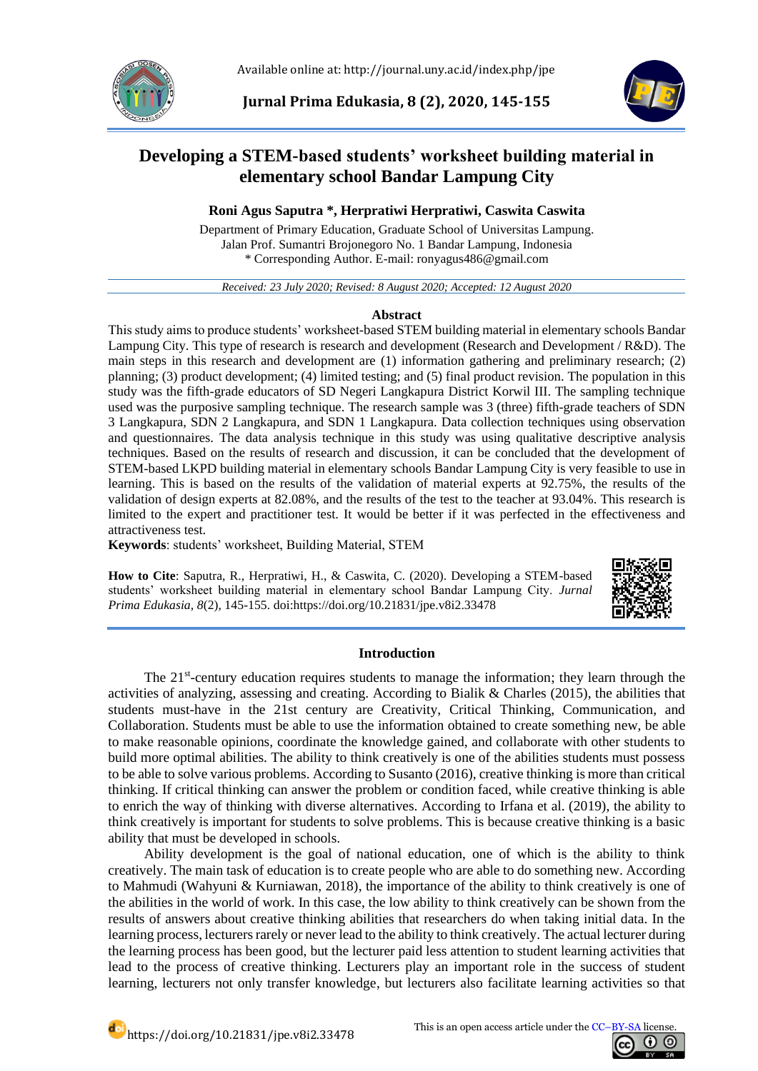# Developing a STEM-based students' worksheet building material in elementary school Bandar Lampung City

**Roni Agus Saputra \*, Herpratiwi Herpratiwi, Caswita Caswita**

Department of Primary Education, Graduate School of Universitas Lampung.
Jalan Prof. Sumantri Brojonegoro No. 1 Bandar Lampung, Indonesia
\* Corresponding Author. E-mail: ronyagus486@gmail.com

*Received: 23 July 2020; Revised: 8 August 2020; Accepted: 12 August 2020*

## Abstract

This study aims to produce students' worksheet-based STEM building material in elementary schools Bandar Lampung City. This type of research is research and development (Research and Development / R&D). The main steps in this research and development are (1) information gathering and preliminary research; (2) planning; (3) product development; (4) limited testing; and (5) final product revision. The population in this study was the fifth-grade educators of SD Negeri Langkapura District Korwil III. The sampling technique used was the purposive sampling technique. The research sample was 3 (three) fifth-grade teachers of SDN 3 Langkapura, SDN 2 Langkapura, and SDN 1 Langkapura. Data collection techniques using observation and questionnaires. The data analysis technique in this study was using qualitative descriptive analysis techniques. Based on the results of research and discussion, it can be concluded that the development of STEM-based LKPD building material in elementary schools Bandar Lampung City is very feasible to use in learning. This is based on the results of the validation of material experts at 92.75%, the results of the validation of design experts at 82.08%, and the results of the test to the teacher at 93.04%. This research is limited to the expert and practitioner test. It would be better if it was perfected in the effectiveness and attractiveness test.

**Keywords**: students' worksheet, Building Material, STEM

**How to Cite**: Saputra, R., Herpratiwi, H., & Caswita, C. (2020). Developing a STEM-based students' worksheet building material in elementary school Bandar Lampung City. *Jurnal Prima Edukasia, 8*(2), 145-155. doi:https://doi.org/10.21831/jpe.v8i2.33478

## Introduction

The 21st-century education requires students to manage the information; they learn through the activities of analyzing, assessing and creating. According to Bialik & Charles (2015), the abilities that students must-have in the 21st century are Creativity, Critical Thinking, Communication, and Collaboration. Students must be able to use the information obtained to create something new, be able to make reasonable opinions, coordinate the knowledge gained, and collaborate with other students to build more optimal abilities. The ability to think creatively is one of the abilities students must possess to be able to solve various problems. According to Susanto (2016), creative thinking is more than critical thinking. If critical thinking can answer the problem or condition faced, while creative thinking is able to enrich the way of thinking with diverse alternatives. According to Irfana et al. (2019), the ability to think creatively is important for students to solve problems. This is because creative thinking is a basic ability that must be developed in schools.

Ability development is the goal of national education, one of which is the ability to think creatively. The main task of education is to create people who are able to do something new. According to Mahmudi (Wahyuni & Kurniawan, 2018), the importance of the ability to think creatively is one of the abilities in the world of work. In this case, the low ability to think creatively can be shown from the results of answers about creative thinking abilities that researchers do when taking initial data. In the learning process, lecturers rarely or never lead to the ability to think creatively. The actual lecturer during the learning process has been good, but the lecturer paid less attention to student learning activities that lead to the process of creative thinking. Lecturers play an important role in the success of student learning, lecturers not only transfer knowledge, but lecturers also facilitate learning activities so that

This is an open access article under the CC–BY-SA license.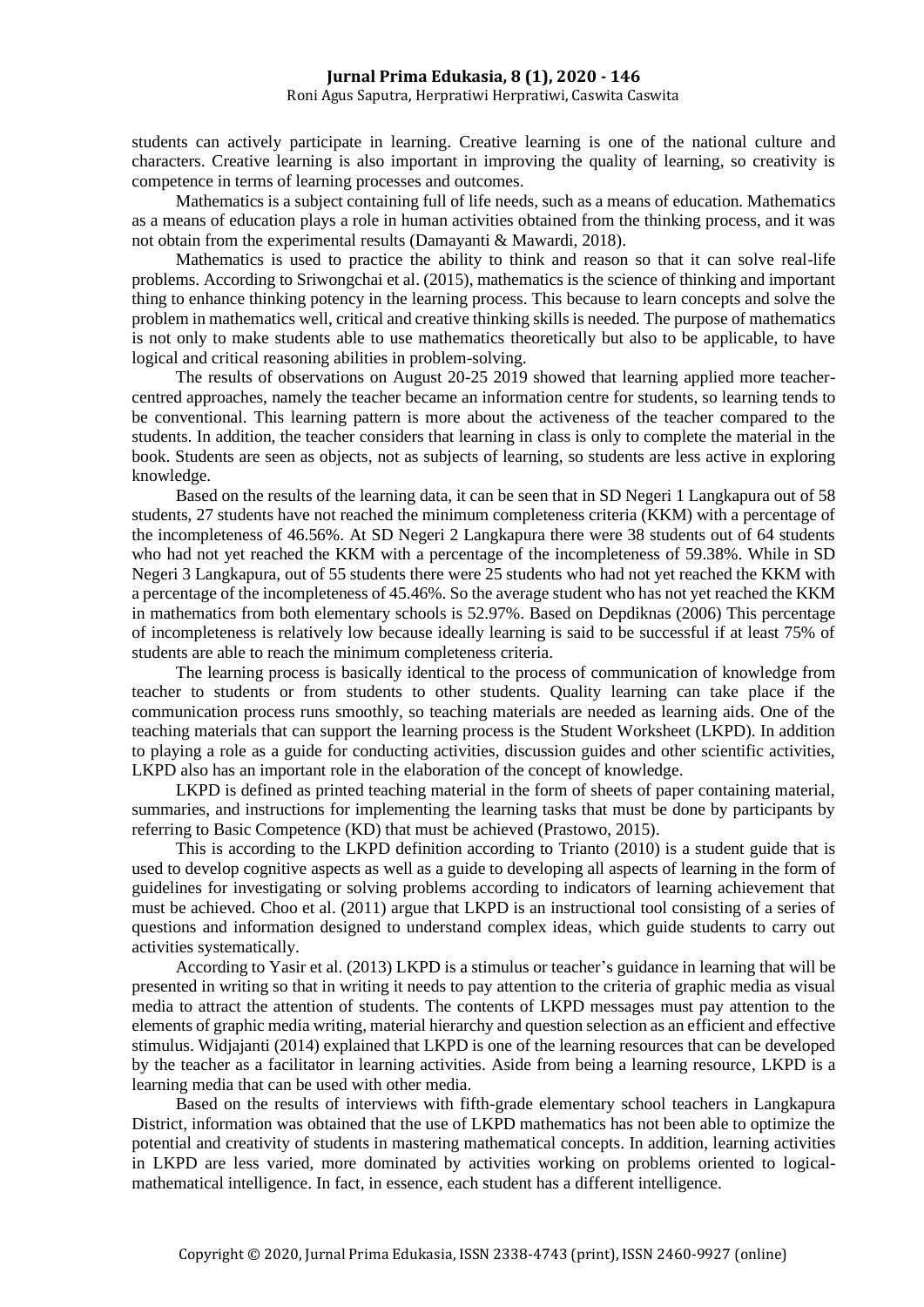students can actively participate in learning. Creative learning is one of the national culture and characters. Creative learning is also important in improving the quality of learning, so creativity is competence in terms of learning processes and outcomes.

Mathematics is a subject containing full of life needs, such as a means of education. Mathematics as a means of education plays a role in human activities obtained from the thinking process, and it was not obtain from the experimental results (Damayanti & Mawardi, 2018).

Mathematics is used to practice the ability to think and reason so that it can solve real-life problems. According to Sriwongchai et al. (2015), mathematics is the science of thinking and important thing to enhance thinking potency in the learning process. This because to learn concepts and solve the problem in mathematics well, critical and creative thinking skills is needed. The purpose of mathematics is not only to make students able to use mathematics theoretically but also to be applicable, to have logical and critical reasoning abilities in problem-solving.

The results of observations on August 20-25 2019 showed that learning applied more teacher-centred approaches, namely the teacher became an information centre for students, so learning tends to be conventional. This learning pattern is more about the activeness of the teacher compared to the students. In addition, the teacher considers that learning in class is only to complete the material in the book. Students are seen as objects, not as subjects of learning, so students are less active in exploring knowledge.

Based on the results of the learning data, it can be seen that in SD Negeri 1 Langkapura out of 58 students, 27 students have not reached the minimum completeness criteria (KKM) with a percentage of the incompleteness of 46.56%. At SD Negeri 2 Langkapura there were 38 students out of 64 students who had not yet reached the KKM with a percentage of the incompleteness of 59.38%. While in SD Negeri 3 Langkapura, out of 55 students there were 25 students who had not yet reached the KKM with a percentage of the incompleteness of 45.46%. So the average student who has not yet reached the KKM in mathematics from both elementary schools is 52.97%. Based on Depdiknas (2006) This percentage of incompleteness is relatively low because ideally learning is said to be successful if at least 75% of students are able to reach the minimum completeness criteria.

The learning process is basically identical to the process of communication of knowledge from teacher to students or from students to other students. Quality learning can take place if the communication process runs smoothly, so teaching materials are needed as learning aids. One of the teaching materials that can support the learning process is the Student Worksheet (LKPD). In addition to playing a role as a guide for conducting activities, discussion guides and other scientific activities, LKPD also has an important role in the elaboration of the concept of knowledge.

LKPD is defined as printed teaching material in the form of sheets of paper containing material, summaries, and instructions for implementing the learning tasks that must be done by participants by referring to Basic Competence (KD) that must be achieved (Prastowo, 2015).

This is according to the LKPD definition according to Trianto (2010) is a student guide that is used to develop cognitive aspects as well as a guide to developing all aspects of learning in the form of guidelines for investigating or solving problems according to indicators of learning achievement that must be achieved. Choo et al. (2011) argue that LKPD is an instructional tool consisting of a series of questions and information designed to understand complex ideas, which guide students to carry out activities systematically.

According to Yasir et al. (2013) LKPD is a stimulus or teacher's guidance in learning that will be presented in writing so that in writing it needs to pay attention to the criteria of graphic media as visual media to attract the attention of students. The contents of LKPD messages must pay attention to the elements of graphic media writing, material hierarchy and question selection as an efficient and effective stimulus. Widjajanti (2014) explained that LKPD is one of the learning resources that can be developed by the teacher as a facilitator in learning activities. Aside from being a learning resource, LKPD is a learning media that can be used with other media.

Based on the results of interviews with fifth-grade elementary school teachers in Langkapura District, information was obtained that the use of LKPD mathematics has not been able to optimize the potential and creativity of students in mastering mathematical concepts. In addition, learning activities in LKPD are less varied, more dominated by activities working on problems oriented to logical-mathematical intelligence. In fact, in essence, each student has a different intelligence.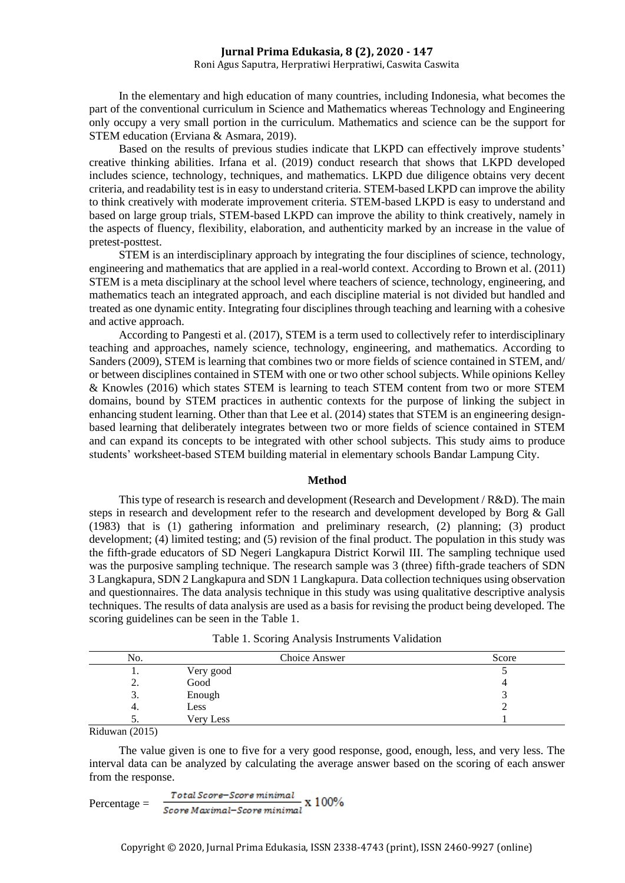In the elementary and high education of many countries, including Indonesia, what becomes the part of the conventional curriculum in Science and Mathematics whereas Technology and Engineering only occupy a very small portion in the curriculum. Mathematics and science can be the support for STEM education (Erviana & Asmara, 2019).

Based on the results of previous studies indicate that LKPD can effectively improve students' creative thinking abilities. Irfana et al. (2019) conduct research that shows that LKPD developed includes science, technology, techniques, and mathematics. LKPD due diligence obtains very decent criteria, and readability test is in easy to understand criteria. STEM-based LKPD can improve the ability to think creatively with moderate improvement criteria. STEM-based LKPD is easy to understand and based on large group trials, STEM-based LKPD can improve the ability to think creatively, namely in the aspects of fluency, flexibility, elaboration, and authenticity marked by an increase in the value of pretest-posttest.

STEM is an interdisciplinary approach by integrating the four disciplines of science, technology, engineering and mathematics that are applied in a real-world context. According to Brown et al. (2011) STEM is a meta disciplinary at the school level where teachers of science, technology, engineering, and mathematics teach an integrated approach, and each discipline material is not divided but handled and treated as one dynamic entity. Integrating four disciplines through teaching and learning with a cohesive and active approach.

According to Pangesti et al. (2017), STEM is a term used to collectively refer to interdisciplinary teaching and approaches, namely science, technology, engineering, and mathematics. According to Sanders (2009), STEM is learning that combines two or more fields of science contained in STEM, and/ or between disciplines contained in STEM with one or two other school subjects. While opinions Kelley & Knowles (2016) which states STEM is learning to teach STEM content from two or more STEM domains, bound by STEM practices in authentic contexts for the purpose of linking the subject in enhancing student learning. Other than that Lee et al. (2014) states that STEM is an engineering design-based learning that deliberately integrates between two or more fields of science contained in STEM and can expand its concepts to be integrated with other school subjects. This study aims to produce students' worksheet-based STEM building material in elementary schools Bandar Lampung City.

## Method

This type of research is research and development (Research and Development / R&D). The main steps in research and development refer to the research and development developed by Borg & Gall (1983) that is (1) gathering information and preliminary research, (2) planning; (3) product development; (4) limited testing; and (5) revision of the final product. The population in this study was the fifth-grade educators of SD Negeri Langkapura District Korwil III. The sampling technique used was the purposive sampling technique. The research sample was 3 (three) fifth-grade teachers of SDN 3 Langkapura, SDN 2 Langkapura and SDN 1 Langkapura. Data collection techniques using observation and questionnaires. The data analysis technique in this study was using qualitative descriptive analysis techniques. The results of data analysis are used as a basis for revising the product being developed. The scoring guidelines can be seen in the Table 1.

Table 1. Scoring Analysis Instruments Validation

| No. | Choice Answer | Score |
|---|---|---|
| 1. | Very good | 5 |
| 2. | Good | 4 |
| 3. | Enough | 3 |
| 4. | Less | 2 |
| 5. | Very Less | 1 |

Riduwan (2015)

The value given is one to five for a very good response, good, enough, less, and very less. The interval data can be analyzed by calculating the average answer based on the scoring of each answer from the response.

$$\text{Percentage} = \frac{\text{Total Score} - \text{Score minimal}}{\text{Score Maximal} - \text{Score minimal}} \times 100\%$$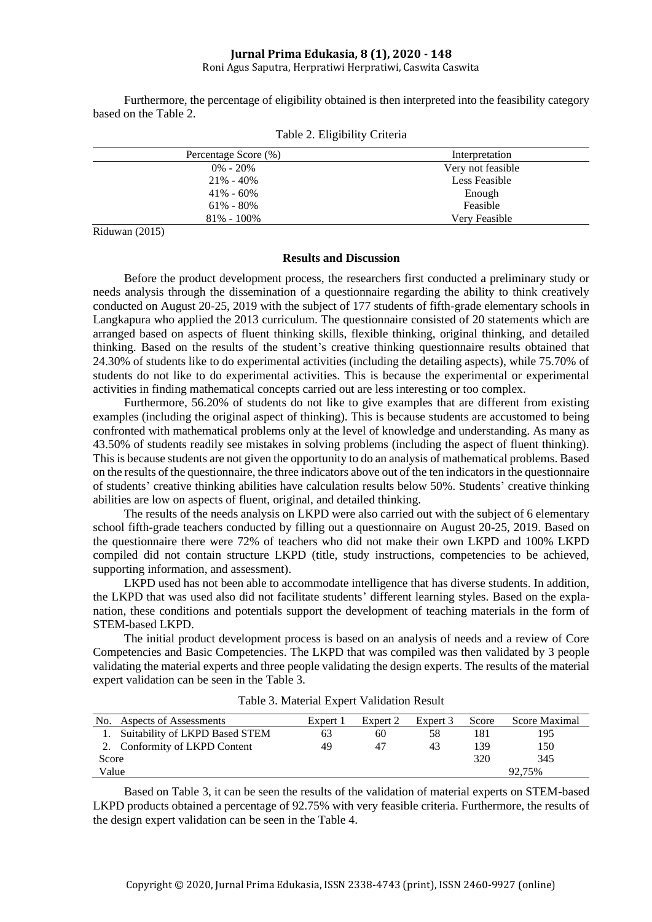Furthermore, the percentage of eligibility obtained is then interpreted into the feasibility category based on the Table 2.

Table 2. Eligibility Criteria

| Percentage Score (%) | Interpretation |
|---|---|
| 0% - 20% | Very not feasible |
| 21% - 40% | Less Feasible |
| 41% - 60% | Enough |
| 61% - 80% | Feasible |
| 81% - 100% | Very Feasible |

Riduwan (2015)

## Results and Discussion

Before the product development process, the researchers first conducted a preliminary study or needs analysis through the dissemination of a questionnaire regarding the ability to think creatively conducted on August 20-25, 2019 with the subject of 177 students of fifth-grade elementary schools in Langkapura who applied the 2013 curriculum. The questionnaire consisted of 20 statements which are arranged based on aspects of fluent thinking skills, flexible thinking, original thinking, and detailed thinking. Based on the results of the student's creative thinking questionnaire results obtained that 24.30% of students like to do experimental activities (including the detailing aspects), while 75.70% of students do not like to do experimental activities. This is because the experimental or experimental activities in finding mathematical concepts carried out are less interesting or too complex.

Furthermore, 56.20% of students do not like to give examples that are different from existing examples (including the original aspect of thinking). This is because students are accustomed to being confronted with mathematical problems only at the level of knowledge and understanding. As many as 43.50% of students readily see mistakes in solving problems (including the aspect of fluent thinking). This is because students are not given the opportunity to do an analysis of mathematical problems. Based on the results of the questionnaire, the three indicators above out of the ten indicators in the questionnaire of students' creative thinking abilities have calculation results below 50%. Students' creative thinking abilities are low on aspects of fluent, original, and detailed thinking.

The results of the needs analysis on LKPD were also carried out with the subject of 6 elementary school fifth-grade teachers conducted by filling out a questionnaire on August 20-25, 2019. Based on the questionnaire there were 72% of teachers who did not make their own LKPD and 100% LKPD compiled did not contain structure LKPD (title, study instructions, competencies to be achieved, supporting information, and assessment).

LKPD used has not been able to accommodate intelligence that has diverse students. In addition, the LKPD that was used also did not facilitate students' different learning styles. Based on the explanation, these conditions and potentials support the development of teaching materials in the form of STEM-based LKPD.

The initial product development process is based on an analysis of needs and a review of Core Competencies and Basic Competencies. The LKPD that was compiled was then validated by 3 people validating the material experts and three people validating the design experts. The results of the material expert validation can be seen in the Table 3.

Table 3. Material Expert Validation Result

| No. | Aspects of Assessments | Expert 1 | Expert 2 | Expert 3 | Score | Score Maximal |
|---|---|---|---|---|---|---|
| 1. | Suitability of LKPD Based STEM | 63 | 60 | 58 | 181 | 195 |
| 2. | Conformity of LKPD Content | 49 | 47 | 43 | 139 | 150 |
| Score | | | | | 320 | 345 |
| Value | | | | | | 92,75% |

Based on Table 3, it can be seen the results of the validation of material experts on STEM-based LKPD products obtained a percentage of 92.75% with very feasible criteria. Furthermore, the results of the design expert validation can be seen in the Table 4.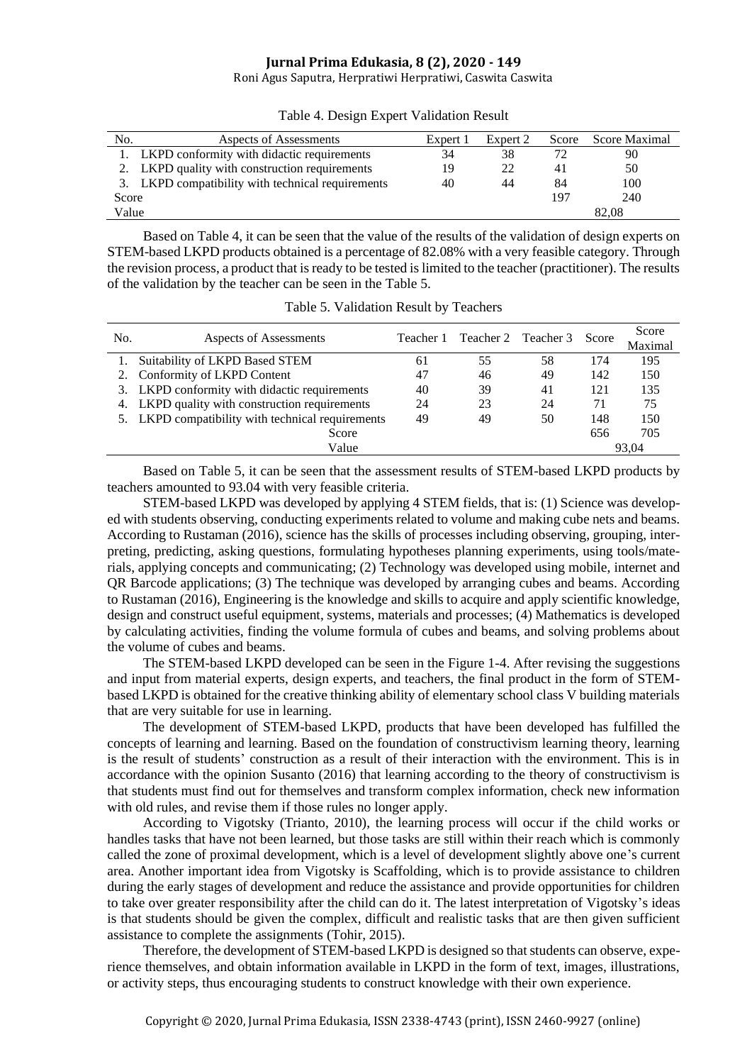Table 4. Design Expert Validation Result

| No. | Aspects of Assessments | Expert 1 | Expert 2 | Score | Score Maximal |
|---|---|---|---|---|---|
| 1. | LKPD conformity with didactic requirements | 34 | 38 | 72 | 90 |
| 2. | LKPD quality with construction requirements | 19 | 22 | 41 | 50 |
| 3. | LKPD compatibility with technical requirements | 40 | 44 | 84 | 100 |
| Score | | | | 197 | 240 |
| Value | | | | | 82,08 |

Based on Table 4, it can be seen that the value of the results of the validation of design experts on STEM-based LKPD products obtained is a percentage of 82.08% with a very feasible category. Through the revision process, a product that is ready to be tested is limited to the teacher (practitioner). The results of the validation by the teacher can be seen in the Table 5.

Table 5. Validation Result by Teachers

| No. | Aspects of Assessments | Teacher 1 | Teacher 2 | Teacher 3 | Score | Score Maximal |
|---|---|---|---|---|---|---|
| 1. | Suitability of LKPD Based STEM | 61 | 55 | 58 | 174 | 195 |
| 2. | Conformity of LKPD Content | 47 | 46 | 49 | 142 | 150 |
| 3. | LKPD conformity with didactic requirements | 40 | 39 | 41 | 121 | 135 |
| 4. | LKPD quality with construction requirements | 24 | 23 | 24 | 71 | 75 |
| 5. | LKPD compatibility with technical requirements | 49 | 49 | 50 | 148 | 150 |
| | Score | | | | 656 | 705 |
| | Value | | | | | 93,04 |

Based on Table 5, it can be seen that the assessment results of STEM-based LKPD products by teachers amounted to 93.04 with very feasible criteria.

STEM-based LKPD was developed by applying 4 STEM fields, that is: (1) Science was developed with students observing, conducting experiments related to volume and making cube nets and beams. According to Rustaman (2016), science has the skills of processes including observing, grouping, interpreting, predicting, asking questions, formulating hypotheses planning experiments, using tools/materials, applying concepts and communicating; (2) Technology was developed using mobile, internet and QR Barcode applications; (3) The technique was developed by arranging cubes and beams. According to Rustaman (2016), Engineering is the knowledge and skills to acquire and apply scientific knowledge, design and construct useful equipment, systems, materials and processes; (4) Mathematics is developed by calculating activities, finding the volume formula of cubes and beams, and solving problems about the volume of cubes and beams.

The STEM-based LKPD developed can be seen in the Figure 1-4. After revising the suggestions and input from material experts, design experts, and teachers, the final product in the form of STEM-based LKPD is obtained for the creative thinking ability of elementary school class V building materials that are very suitable for use in learning.

The development of STEM-based LKPD, products that have been developed has fulfilled the concepts of learning and learning. Based on the foundation of constructivism learning theory, learning is the result of students' construction as a result of their interaction with the environment. This is in accordance with the opinion Susanto (2016) that learning according to the theory of constructivism is that students must find out for themselves and transform complex information, check new information with old rules, and revise them if those rules no longer apply.

According to Vigotsky (Trianto, 2010), the learning process will occur if the child works or handles tasks that have not been learned, but those tasks are still within their reach which is commonly called the zone of proximal development, which is a level of development slightly above one's current area. Another important idea from Vigotsky is Scaffolding, which is to provide assistance to children during the early stages of development and reduce the assistance and provide opportunities for children to take over greater responsibility after the child can do it. The latest interpretation of Vigotsky's ideas is that students should be given the complex, difficult and realistic tasks that are then given sufficient assistance to complete the assignments (Tohir, 2015).

Therefore, the development of STEM-based LKPD is designed so that students can observe, experience themselves, and obtain information available in LKPD in the form of text, images, illustrations, or activity steps, thus encouraging students to construct knowledge with their own experience.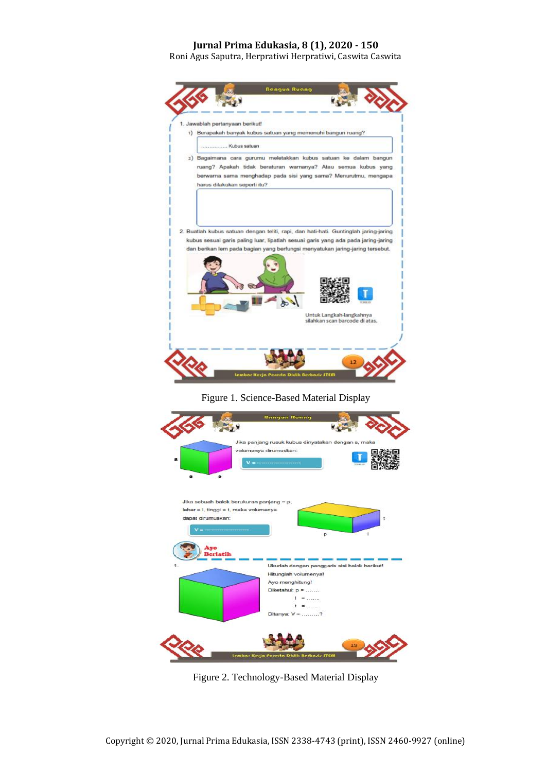Figure 1. Science-Based Material Display

Figure 2. Technology-Based Material Display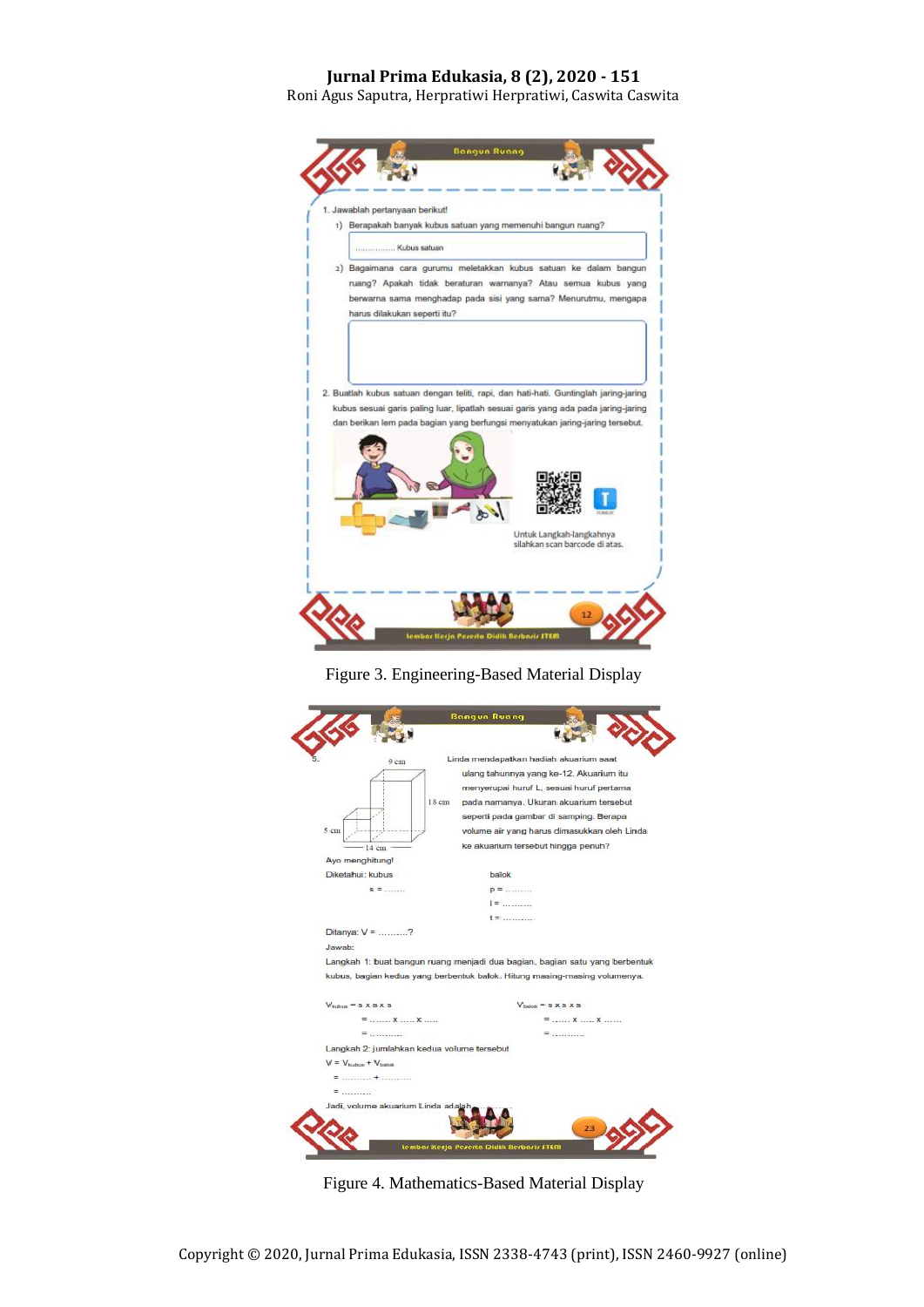Bangun Ruang

1. Jawablah pertanyaan berikut!
   1) Berapakah banyak kubus satuan yang memenuhi bangun ruang?

      ……………. Kubus satuan

   2) Bagaimana cara gurumu meletakkan kubus satuan ke dalam bangun ruang? Apakah tidak beraturan warnanya? Atau semua kubus yang berwarna sama menghadap pada sisi yang sama? Menurutmu, mengapa harus dilakukan seperti itu?

2. Buatlah kubus satuan dengan teliti, rapi, dan hati-hati. Guntinglah jaring-jaring kubus sesuai garis paling luar, lipatlah sesuai garis yang ada pada jaring-jaring dan berikan lem pada bagian yang berfungsi menyatukan jaring-jaring tersebut.

Untuk Langkah-langkahnya silahkan scan barcode di atas.

12

Lembar Kerja Peserta Didik Berbasis STEM

Figure 3. Engineering-Based Material Display

Bangun Ruang

5. Linda mendapatkan hadiah akuarium saat ulang tahunnya yang ke-12. Akuarium itu menyerupai huruf L, sesuai huruf pertama pada namanya. Ukuran akuarium tersebut seperti pada gambar di samping. Berapa volume air yang harus dimasukkan oleh Linda ke akuarium tersebut hingga penuh?

9 cm, 18 cm, 5 cm, 14 cm

Ayo menghitung!

Diketahui: kubus

s = ……..

balok

p = ……….

l = ……….

t = ……….

Ditanya: V = ……….?

Jawab:

Langkah 1: buat bangun ruang menjadi dua bagian, bagian satu yang berbentuk kubus, bagian kedua yang berbentuk balok. Hitung masing-masing volumenya.

$V_{kubus}$ = s x s x s

= …… x …… x ……

= ……….

$V_{balok}$ = s x s x s

= …… x …… x ……

= ……….

Langkah 2: jumlahkan kedua volume tersebut

V = $V_{kubus}$ + $V_{balok}$

= ………. + ……….

= ……….

Jadi, volume akuarium Linda adalah ……

23

Lembar Kerja Peserta Didik Berbasis STEM

Figure 4. Mathematics-Based Material Display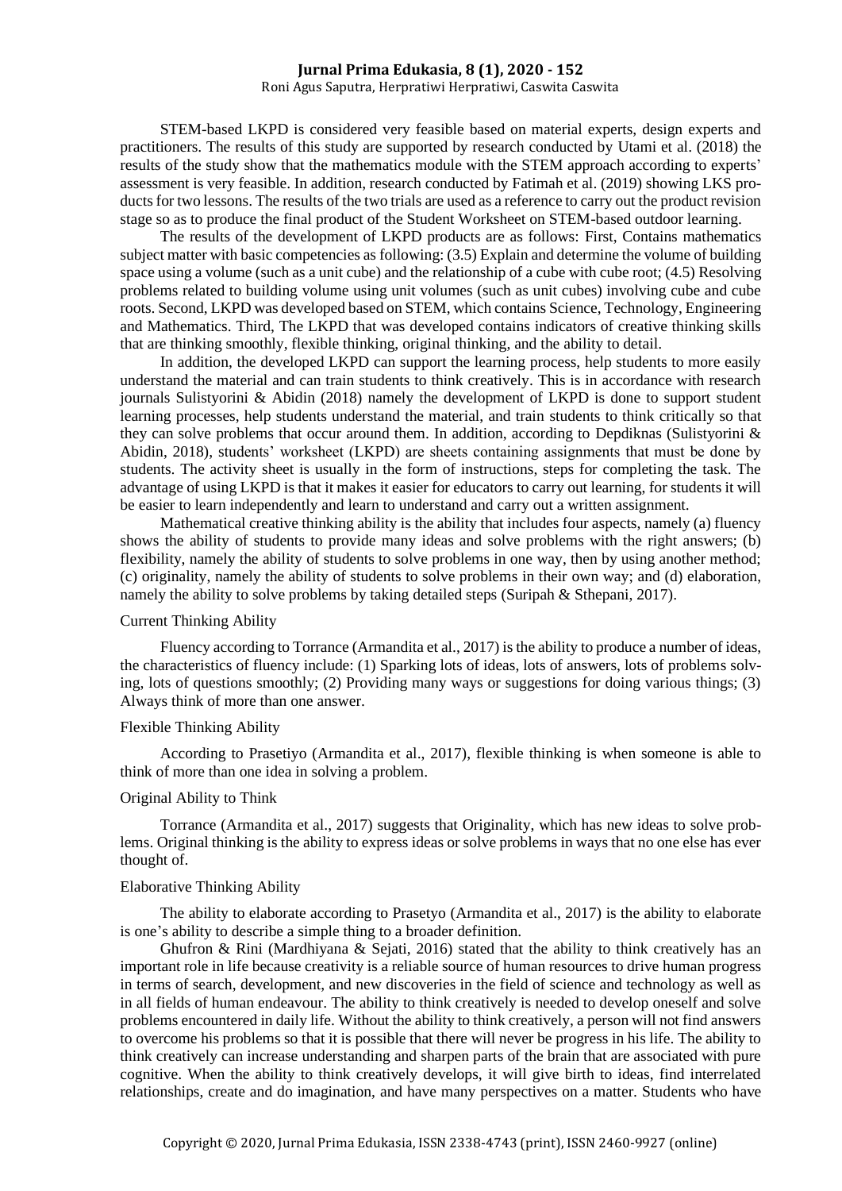STEM-based LKPD is considered very feasible based on material experts, design experts and practitioners. The results of this study are supported by research conducted by Utami et al. (2018) the results of the study show that the mathematics module with the STEM approach according to experts' assessment is very feasible. In addition, research conducted by Fatimah et al. (2019) showing LKS products for two lessons. The results of the two trials are used as a reference to carry out the product revision stage so as to produce the final product of the Student Worksheet on STEM-based outdoor learning.

The results of the development of LKPD products are as follows: First, Contains mathematics subject matter with basic competencies as following: (3.5) Explain and determine the volume of building space using a volume (such as a unit cube) and the relationship of a cube with cube root; (4.5) Resolving problems related to building volume using unit volumes (such as unit cubes) involving cube and cube roots. Second, LKPD was developed based on STEM, which contains Science, Technology, Engineering and Mathematics. Third, The LKPD that was developed contains indicators of creative thinking skills that are thinking smoothly, flexible thinking, original thinking, and the ability to detail.

In addition, the developed LKPD can support the learning process, help students to more easily understand the material and can train students to think creatively. This is in accordance with research journals Sulistyorini & Abidin (2018) namely the development of LKPD is done to support student learning processes, help students understand the material, and train students to think critically so that they can solve problems that occur around them. In addition, according to Depdiknas (Sulistyorini & Abidin, 2018), students' worksheet (LKPD) are sheets containing assignments that must be done by students. The activity sheet is usually in the form of instructions, steps for completing the task. The advantage of using LKPD is that it makes it easier for educators to carry out learning, for students it will be easier to learn independently and learn to understand and carry out a written assignment.

Mathematical creative thinking ability is the ability that includes four aspects, namely (a) fluency shows the ability of students to provide many ideas and solve problems with the right answers; (b) flexibility, namely the ability of students to solve problems in one way, then by using another method; (c) originality, namely the ability of students to solve problems in their own way; and (d) elaboration, namely the ability to solve problems by taking detailed steps (Suripah & Sthepani, 2017).

### Current Thinking Ability

Fluency according to Torrance (Armandita et al., 2017) is the ability to produce a number of ideas, the characteristics of fluency include: (1) Sparking lots of ideas, lots of answers, lots of problems solving, lots of questions smoothly; (2) Providing many ways or suggestions for doing various things; (3) Always think of more than one answer.

### Flexible Thinking Ability

According to Prasetiyo (Armandita et al., 2017), flexible thinking is when someone is able to think of more than one idea in solving a problem.

### Original Ability to Think

Torrance (Armandita et al., 2017) suggests that Originality, which has new ideas to solve problems. Original thinking is the ability to express ideas or solve problems in ways that no one else has ever thought of.

### Elaborative Thinking Ability

The ability to elaborate according to Prasetyo (Armandita et al., 2017) is the ability to elaborate is one's ability to describe a simple thing to a broader definition.

Ghufron & Rini (Mardhiyana & Sejati, 2016) stated that the ability to think creatively has an important role in life because creativity is a reliable source of human resources to drive human progress in terms of search, development, and new discoveries in the field of science and technology as well as in all fields of human endeavour. The ability to think creatively is needed to develop oneself and solve problems encountered in daily life. Without the ability to think creatively, a person will not find answers to overcome his problems so that it is possible that there will never be progress in his life. The ability to think creatively can increase understanding and sharpen parts of the brain that are associated with pure cognitive. When the ability to think creatively develops, it will give birth to ideas, find interrelated relationships, create and do imagination, and have many perspectives on a matter. Students who have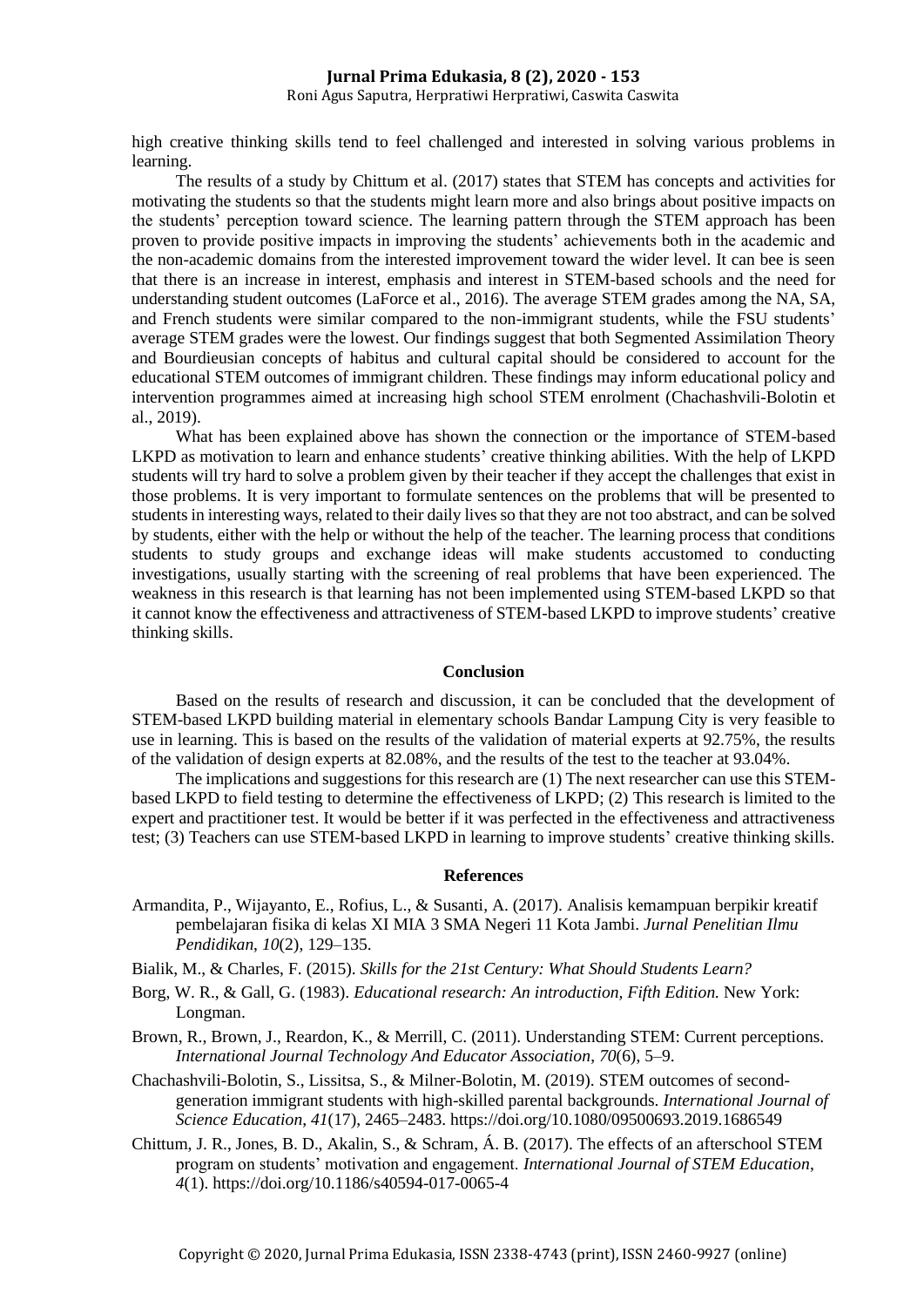high creative thinking skills tend to feel challenged and interested in solving various problems in learning.

The results of a study by Chittum et al. (2017) states that STEM has concepts and activities for motivating the students so that the students might learn more and also brings about positive impacts on the students' perception toward science. The learning pattern through the STEM approach has been proven to provide positive impacts in improving the students' achievements both in the academic and the non-academic domains from the interested improvement toward the wider level. It can bee is seen that there is an increase in interest, emphasis and interest in STEM-based schools and the need for understanding student outcomes (LaForce et al., 2016). The average STEM grades among the NA, SA, and French students were similar compared to the non-immigrant students, while the FSU students' average STEM grades were the lowest. Our findings suggest that both Segmented Assimilation Theory and Bourdieusian concepts of habitus and cultural capital should be considered to account for the educational STEM outcomes of immigrant children. These findings may inform educational policy and intervention programmes aimed at increasing high school STEM enrolment (Chachashvili-Bolotin et al., 2019).

What has been explained above has shown the connection or the importance of STEM-based LKPD as motivation to learn and enhance students' creative thinking abilities. With the help of LKPD students will try hard to solve a problem given by their teacher if they accept the challenges that exist in those problems. It is very important to formulate sentences on the problems that will be presented to students in interesting ways, related to their daily lives so that they are not too abstract, and can be solved by students, either with the help or without the help of the teacher. The learning process that conditions students to study groups and exchange ideas will make students accustomed to conducting investigations, usually starting with the screening of real problems that have been experienced. The weakness in this research is that learning has not been implemented using STEM-based LKPD so that it cannot know the effectiveness and attractiveness of STEM-based LKPD to improve students' creative thinking skills.

## Conclusion

Based on the results of research and discussion, it can be concluded that the development of STEM-based LKPD building material in elementary schools Bandar Lampung City is very feasible to use in learning. This is based on the results of the validation of material experts at 92.75%, the results of the validation of design experts at 82.08%, and the results of the test to the teacher at 93.04%.

The implications and suggestions for this research are (1) The next researcher can use this STEM-based LKPD to field testing to determine the effectiveness of LKPD; (2) This research is limited to the expert and practitioner test. It would be better if it was perfected in the effectiveness and attractiveness test; (3) Teachers can use STEM-based LKPD in learning to improve students' creative thinking skills.

## References

Armandita, P., Wijayanto, E., Rofius, L., & Susanti, A. (2017). Analisis kemampuan berpikir kreatif pembelajaran fisika di kelas XI MIA 3 SMA Negeri 11 Kota Jambi. *Jurnal Penelitian Ilmu Pendidikan*, *10*(2), 129–135.

Bialik, M., & Charles, F. (2015). *Skills for the 21st Century: What Should Students Learn?*

Borg, W. R., & Gall, G. (1983). *Educational research: An introduction, Fifth Edition.* New York: Longman.

Brown, R., Brown, J., Reardon, K., & Merrill, C. (2011). Understanding STEM: Current perceptions. *International Journal Technology And Educator Association*, *70*(6), 5–9.

Chachashvili-Bolotin, S., Lissitsa, S., & Milner-Bolotin, M. (2019). STEM outcomes of second-generation immigrant students with high-skilled parental backgrounds. *International Journal of Science Education*, *41*(17), 2465–2483. https://doi.org/10.1080/09500693.2019.1686549

Chittum, J. R., Jones, B. D., Akalin, S., & Schram, Á. B. (2017). The effects of an afterschool STEM program on students' motivation and engagement. *International Journal of STEM Education*, *4*(1). https://doi.org/10.1186/s40594-017-0065-4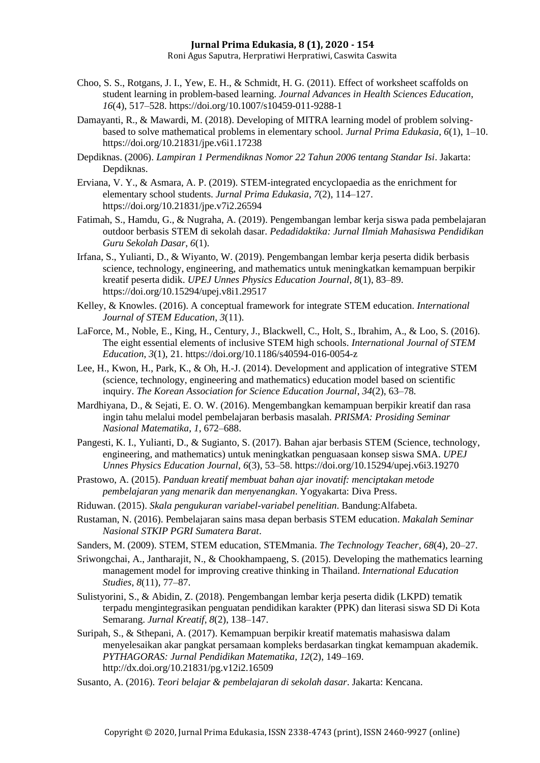Choo, S. S., Rotgans, J. I., Yew, E. H., & Schmidt, H. G. (2011). Effect of worksheet scaffolds on student learning in problem-based learning. *Journal Advances in Health Sciences Education*, *16*(4), 517–528. https://doi.org/10.1007/s10459-011-9288-1

Damayanti, R., & Mawardi, M. (2018). Developing of MITRA learning model of problem solving-based to solve mathematical problems in elementary school. *Jurnal Prima Edukasia*, *6*(1), 1–10. https://doi.org/10.21831/jpe.v6i1.17238

Depdiknas. (2006). *Lampiran 1 Permendiknas Nomor 22 Tahun 2006 tentang Standar Isi*. Jakarta: Depdiknas.

Erviana, V. Y., & Asmara, A. P. (2019). STEM-integrated encyclopaedia as the enrichment for elementary school students. *Jurnal Prima Edukasia*, *7*(2), 114–127. https://doi.org/10.21831/jpe.v7i2.26594

Fatimah, S., Hamdu, G., & Nugraha, A. (2019). Pengembangan lembar kerja siswa pada pembelajaran outdoor berbasis STEM di sekolah dasar. *Pedadidaktika: Jurnal Ilmiah Mahasiswa Pendidikan Guru Sekolah Dasar*, *6*(1).

Irfana, S., Yulianti, D., & Wiyanto, W. (2019). Pengembangan lembar kerja peserta didik berbasis science, technology, engineering, and mathematics untuk meningkatkan kemampuan berpikir kreatif peserta didik. *UPEJ Unnes Physics Education Journal*, *8*(1), 83–89. https://doi.org/10.15294/upej.v8i1.29517

Kelley, & Knowles. (2016). A conceptual framework for integrate STEM education. *International Journal of STEM Education*, *3*(11).

LaForce, M., Noble, E., King, H., Century, J., Blackwell, C., Holt, S., Ibrahim, A., & Loo, S. (2016). The eight essential elements of inclusive STEM high schools. *International Journal of STEM Education*, *3*(1), 21. https://doi.org/10.1186/s40594-016-0054-z

Lee, H., Kwon, H., Park, K., & Oh, H.-J. (2014). Development and application of integrative STEM (science, technology, engineering and mathematics) education model based on scientific inquiry. *The Korean Association for Science Education Journal*, *34*(2), 63–78.

Mardhiyana, D., & Sejati, E. O. W. (2016). Mengembangkan kemampuan berpikir kreatif dan rasa ingin tahu melalui model pembelajaran berbasis masalah. *PRISMA: Prosiding Seminar Nasional Matematika*, *1*, 672–688.

Pangesti, K. I., Yulianti, D., & Sugianto, S. (2017). Bahan ajar berbasis STEM (Science, technology, engineering, and mathematics) untuk meningkatkan penguasaan konsep siswa SMA. *UPEJ Unnes Physics Education Journal*, *6*(3), 53–58. https://doi.org/10.15294/upej.v6i3.19270

Prastowo, A. (2015). *Panduan kreatif membuat bahan ajar inovatif: menciptakan metode pembelajaran yang menarik dan menyenangkan*. Yogyakarta: Diva Press.

Riduwan. (2015). *Skala pengukuran variabel-variabel penelitian*. Bandung:Alfabeta.

Rustaman, N. (2016). Pembelajaran sains masa depan berbasis STEM education. *Makalah Seminar Nasional STKIP PGRI Sumatera Barat*.

Sanders, M. (2009). STEM, STEM education, STEMmania. *The Technology Teacher*, *68*(4), 20–27.

Sriwongchai, A., Jantharajit, N., & Chookhampaeng, S. (2015). Developing the mathematics learning management model for improving creative thinking in Thailand. *International Education Studies*, *8*(11), 77–87.

Sulistyorini, S., & Abidin, Z. (2018). Pengembangan lembar kerja peserta didik (LKPD) tematik terpadu mengintegrasikan penguatan pendidikan karakter (PPK) dan literasi siswa SD Di Kota Semarang. *Jurnal Kreatif*, *8*(2), 138–147.

Suripah, S., & Sthepani, A. (2017). Kemampuan berpikir kreatif matematis mahasiswa dalam menyelesaikan akar pangkat persamaan kompleks berdasarkan tingkat kemampuan akademik. *PYTHAGORAS: Jurnal Pendidikan Matematika*, *12*(2), 149–169. http://dx.doi.org/10.21831/pg.v12i2.16509

Susanto, A. (2016). *Teori belajar & pembelajaran di sekolah dasar*. Jakarta: Kencana.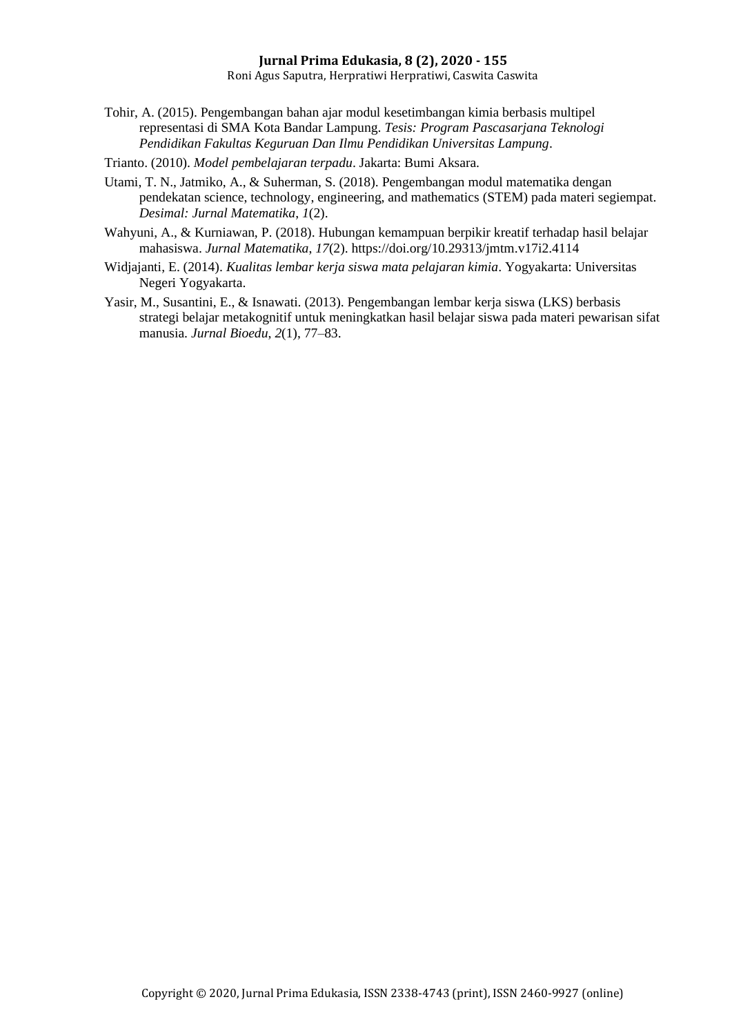Tohir, A. (2015). Pengembangan bahan ajar modul kesetimbangan kimia berbasis multipel representasi di SMA Kota Bandar Lampung. *Tesis: Program Pascasarjana Teknologi Pendidikan Fakultas Keguruan Dan Ilmu Pendidikan Universitas Lampung*.

Trianto. (2010). *Model pembelajaran terpadu*. Jakarta: Bumi Aksara.

Utami, T. N., Jatmiko, A., & Suherman, S. (2018). Pengembangan modul matematika dengan pendekatan science, technology, engineering, and mathematics (STEM) pada materi segiempat. *Desimal: Jurnal Matematika*, *1*(2).

Wahyuni, A., & Kurniawan, P. (2018). Hubungan kemampuan berpikir kreatif terhadap hasil belajar mahasiswa. *Jurnal Matematika*, *17*(2). https://doi.org/10.29313/jmtm.v17i2.4114

Widjajanti, E. (2014). *Kualitas lembar kerja siswa mata pelajaran kimia*. Yogyakarta: Universitas Negeri Yogyakarta.

Yasir, M., Susantini, E., & Isnawati. (2013). Pengembangan lembar kerja siswa (LKS) berbasis strategi belajar metakognitif untuk meningkatkan hasil belajar siswa pada materi pewarisan sifat manusia. *Jurnal Bioedu*, *2*(1), 77–83.